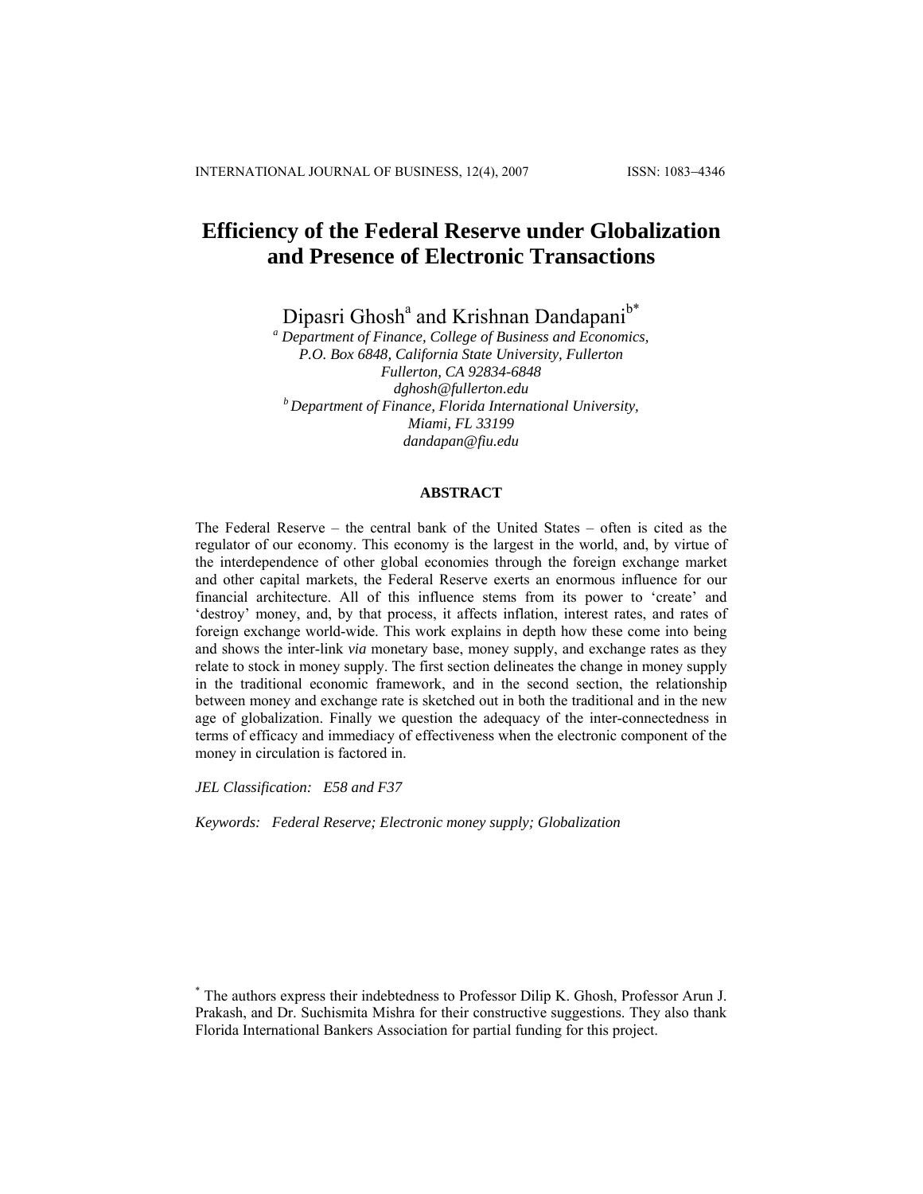# Efficiency of the Federal Reserve under Globalization and Presence of Electronic Transactions

Dipasri Ghosh[a] and Krishnan Dandapani[b*]

[a] *Department of Finance, College of Business and Economics, P.O. Box 6848, California State University, Fullerton Fullerton, CA 92834-6848*
*dghosh@fullerton.edu*

[b] *Department of Finance, Florida International University, Miami, FL 33199*
*dandapan@fiu.edu*

## ABSTRACT

The Federal Reserve – the central bank of the United States – often is cited as the regulator of our economy. This economy is the largest in the world, and, by virtue of the interdependence of other global economies through the foreign exchange market and other capital markets, the Federal Reserve exerts an enormous influence for our financial architecture. All of this influence stems from its power to 'create' and 'destroy' money, and, by that process, it affects inflation, interest rates, and rates of foreign exchange world-wide. This work explains in depth how these come into being and shows the inter-link *via* monetary base, money supply, and exchange rates as they relate to stock in money supply. The first section delineates the change in money supply in the traditional economic framework, and in the second section, the relationship between money and exchange rate is sketched out in both the traditional and in the new age of globalization. Finally we question the adequacy of the inter-connectedness in terms of efficacy and immediacy of effectiveness when the electronic component of the money in circulation is factored in.

*JEL Classification:* *E58 and F37*

*Keywords:* *Federal Reserve; Electronic money supply; Globalization*

[*] The authors express their indebtedness to Professor Dilip K. Ghosh, Professor Arun J. Prakash, and Dr. Suchismita Mishra for their constructive suggestions. They also thank Florida International Bankers Association for partial funding for this project.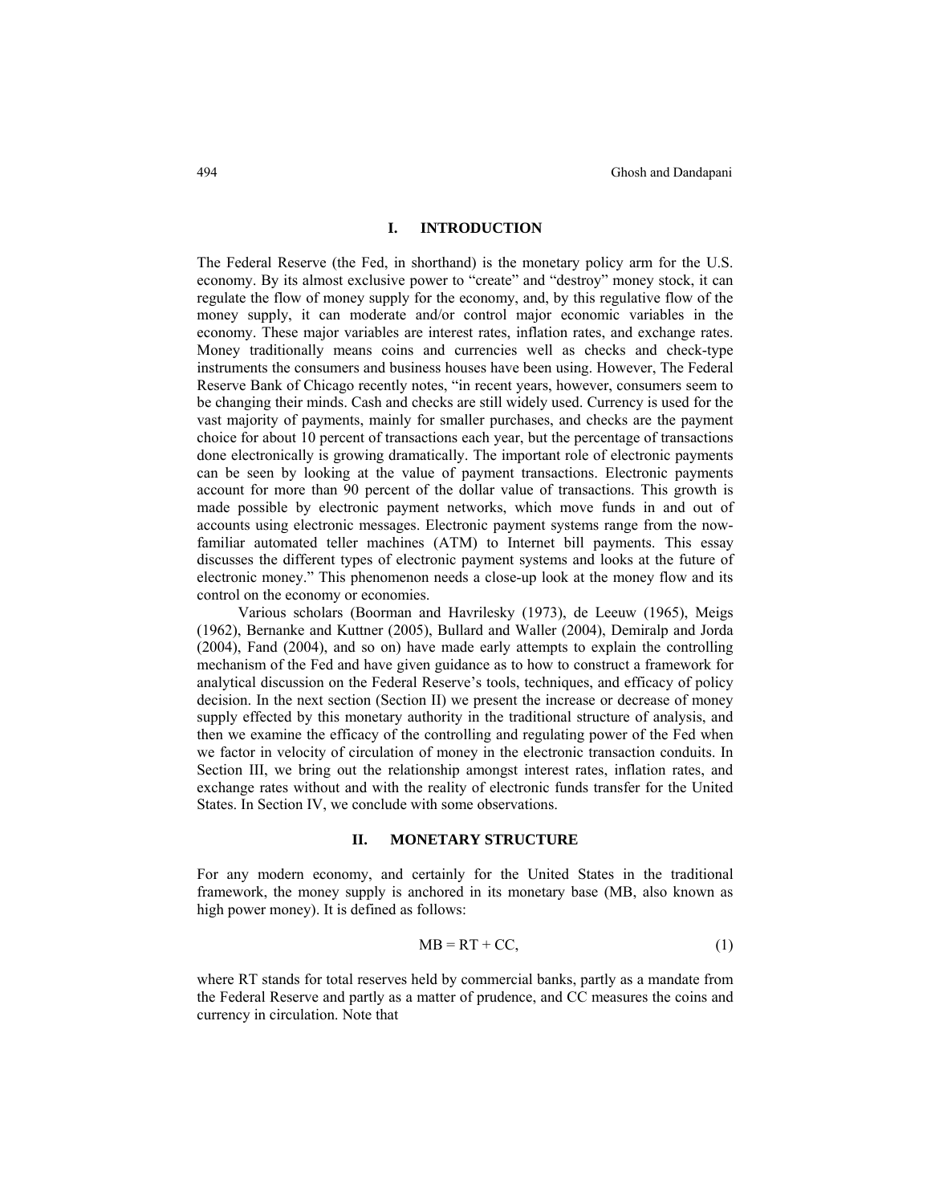## I. INTRODUCTION

The Federal Reserve (the Fed, in shorthand) is the monetary policy arm for the U.S. economy. By its almost exclusive power to "create" and "destroy" money stock, it can regulate the flow of money supply for the economy, and, by this regulative flow of the money supply, it can moderate and/or control major economic variables in the economy. These major variables are interest rates, inflation rates, and exchange rates. Money traditionally means coins and currencies well as checks and check-type instruments the consumers and business houses have been using. However, The Federal Reserve Bank of Chicago recently notes, "in recent years, however, consumers seem to be changing their minds. Cash and checks are still widely used. Currency is used for the vast majority of payments, mainly for smaller purchases, and checks are the payment choice for about 10 percent of transactions each year, but the percentage of transactions done electronically is growing dramatically. The important role of electronic payments can be seen by looking at the value of payment transactions. Electronic payments account for more than 90 percent of the dollar value of transactions. This growth is made possible by electronic payment networks, which move funds in and out of accounts using electronic messages. Electronic payment systems range from the now-familiar automated teller machines (ATM) to Internet bill payments. This essay discusses the different types of electronic payment systems and looks at the future of electronic money." This phenomenon needs a close-up look at the money flow and its control on the economy or economies.

Various scholars (Boorman and Havrilesky (1973), de Leeuw (1965), Meigs (1962), Bernanke and Kuttner (2005), Bullard and Waller (2004), Demiralp and Jorda (2004), Fand (2004), and so on) have made early attempts to explain the controlling mechanism of the Fed and have given guidance as to how to construct a framework for analytical discussion on the Federal Reserve's tools, techniques, and efficacy of policy decision. In the next section (Section II) we present the increase or decrease of money supply effected by this monetary authority in the traditional structure of analysis, and then we examine the efficacy of the controlling and regulating power of the Fed when we factor in velocity of circulation of money in the electronic transaction conduits. In Section III, we bring out the relationship amongst interest rates, inflation rates, and exchange rates without and with the reality of electronic funds transfer for the United States. In Section IV, we conclude with some observations.

## II. MONETARY STRUCTURE

For any modern economy, and certainly for the United States in the traditional framework, the money supply is anchored in its monetary base (MB, also known as high power money). It is defined as follows:

$$MB = RT + CC, \tag{1}$$

where RT stands for total reserves held by commercial banks, partly as a mandate from the Federal Reserve and partly as a matter of prudence, and CC measures the coins and currency in circulation. Note that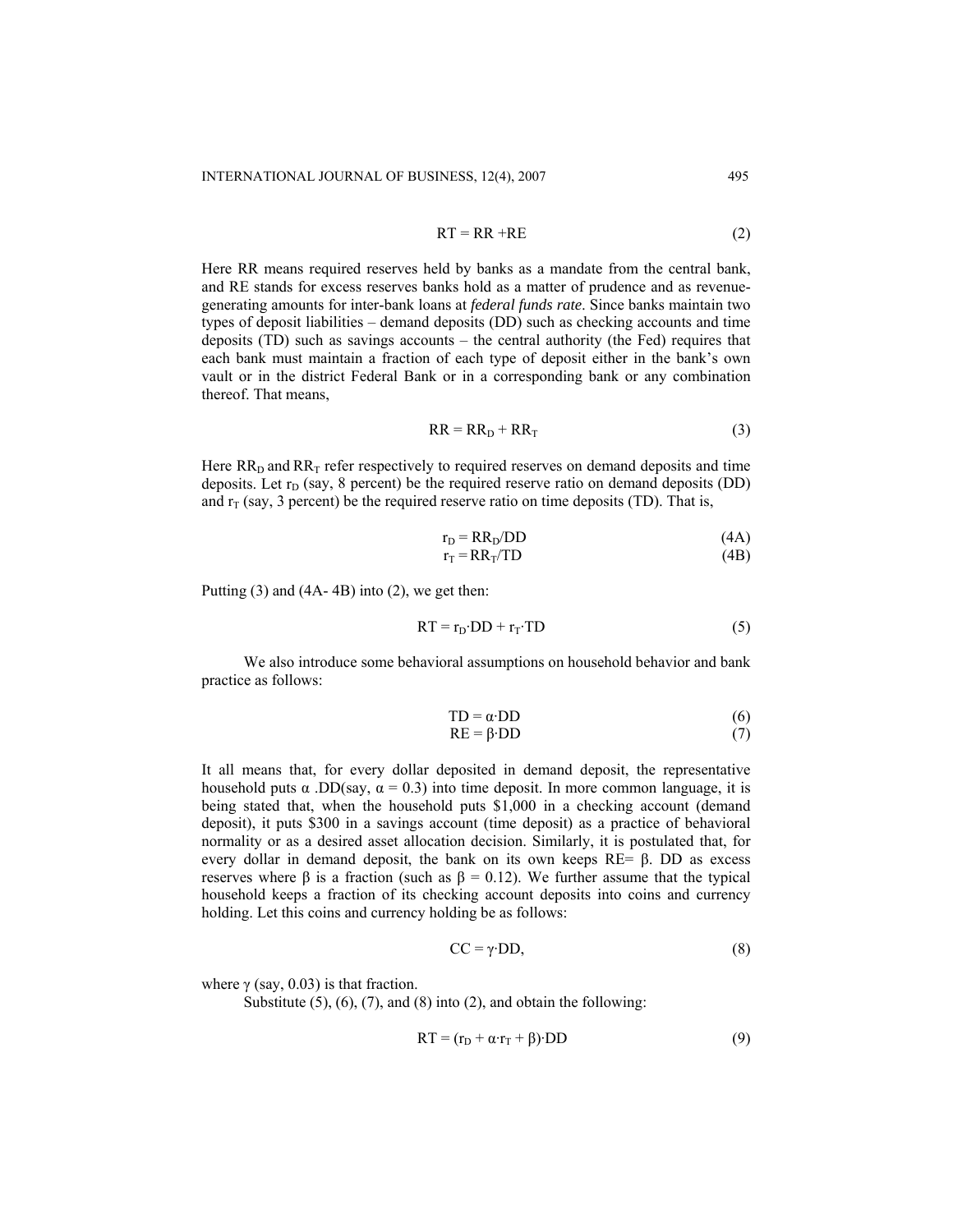$$RT = RR + RE \tag{2}$$

Here RR means required reserves held by banks as a mandate from the central bank, and RE stands for excess reserves banks hold as a matter of prudence and as revenue-generating amounts for inter-bank loans at *federal funds rate*. Since banks maintain two types of deposit liabilities – demand deposits (DD) such as checking accounts and time deposits (TD) such as savings accounts – the central authority (the Fed) requires that each bank must maintain a fraction of each type of deposit either in the bank's own vault or in the district Federal Bank or in a corresponding bank or any combination thereof. That means,

$$RR = RR_D + RR_T \tag{3}$$

Here $RR_D$ and $RR_T$ refer respectively to required reserves on demand deposits and time deposits. Let $r_D$ (say, 8 percent) be the required reserve ratio on demand deposits (DD) and $r_T$ (say, 3 percent) be the required reserve ratio on time deposits (TD). That is,

$$r_D = RR_D/DD \tag{4A}$$

$$r_T = RR_T/TD \tag{4B}$$

Putting (3) and (4A- 4B) into (2), we get then:

$$RT = r_D \cdot DD + r_T \cdot TD \tag{5}$$

We also introduce some behavioral assumptions on household behavior and bank practice as follows:

$$TD = \alpha \cdot DD \tag{6}$$

$$RE = \beta \cdot DD \tag{7}$$

It all means that, for every dollar deposited in demand deposit, the representative household puts $\alpha$ .DD(say, $\alpha = 0.3$) into time deposit. In more common language, it is being stated that, when the household puts \$1,000 in a checking account (demand deposit), it puts \$300 in a savings account (time deposit) as a practice of behavioral normality or as a desired asset allocation decision. Similarly, it is postulated that, for every dollar in demand deposit, the bank on its own keeps RE= $\beta$. DD as excess reserves where $\beta$ is a fraction (such as $\beta = 0.12$). We further assume that the typical household keeps a fraction of its checking account deposits into coins and currency holding. Let this coins and currency holding be as follows:

$$CC = \gamma \cdot DD, \tag{8}$$

where $\gamma$ (say, 0.03) is that fraction.

Substitute (5), (6), (7), and (8) into (2), and obtain the following:

$$RT = (r_D + \alpha \cdot r_T + \beta) \cdot DD \tag{9}$$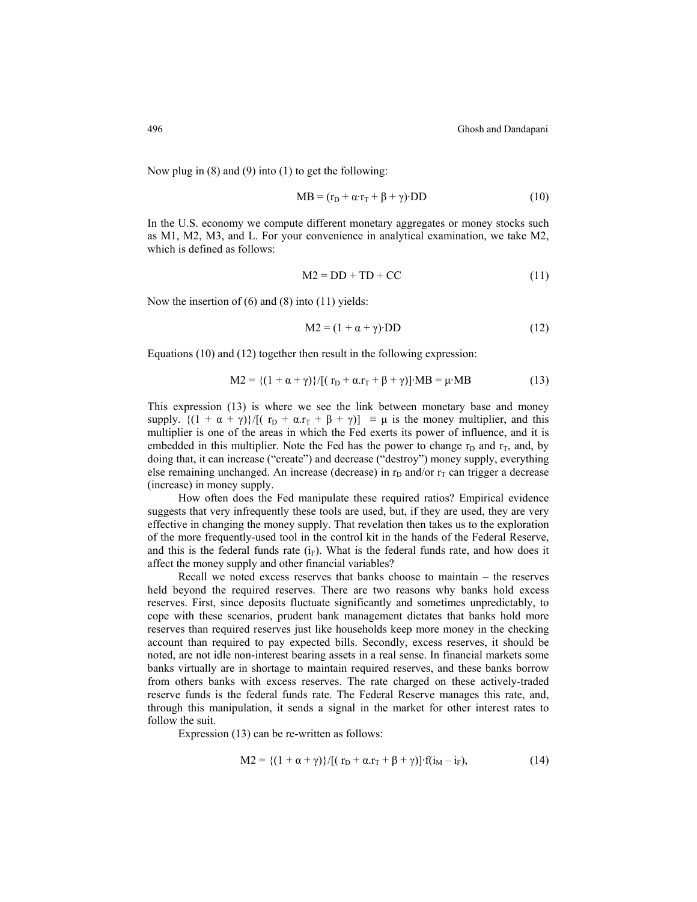Now plug in (8) and (9) into (1) to get the following:

$$MB = (r_D + \alpha \cdot r_T + \beta + \gamma) \cdot DD \tag{10}$$

In the U.S. economy we compute different monetary aggregates or money stocks such as M1, M2, M3, and L. For your convenience in analytical examination, we take M2, which is defined as follows:

$$M2 = DD + TD + CC \tag{11}$$

Now the insertion of (6) and (8) into (11) yields:

$$M2 = (1 + \alpha + \gamma) \cdot DD \tag{12}$$

Equations (10) and (12) together then result in the following expression:

$$M2 = \{(1 + \alpha + \gamma)\}/[(r_D + \alpha . r_T + \beta + \gamma)] \cdot MB = \mu \cdot MB \tag{13}$$

This expression (13) is where we see the link between monetary base and money supply. $\{(1 + \alpha + \gamma)\}/[(r_D + \alpha . r_T + \beta + \gamma)] \equiv \mu$ is the money multiplier, and this multiplier is one of the areas in which the Fed exerts its power of influence, and it is embedded in this multiplier. Note the Fed has the power to change $r_D$ and $r_T$, and, by doing that, it can increase ("create") and decrease ("destroy") money supply, everything else remaining unchanged. An increase (decrease) in $r_D$ and/or $r_T$ can trigger a decrease (increase) in money supply.

How often does the Fed manipulate these required ratios? Empirical evidence suggests that very infrequently these tools are used, but, if they are used, they are very effective in changing the money supply. That revelation then takes us to the exploration of the more frequently-used tool in the control kit in the hands of the Federal Reserve, and this is the federal funds rate ($i_F$). What is the federal funds rate, and how does it affect the money supply and other financial variables?

Recall we noted excess reserves that banks choose to maintain – the reserves held beyond the required reserves. There are two reasons why banks hold excess reserves. First, since deposits fluctuate significantly and sometimes unpredictably, to cope with these scenarios, prudent bank management dictates that banks hold more reserves than required reserves just like households keep more money in the checking account than required to pay expected bills. Secondly, excess reserves, it should be noted, are not idle non-interest bearing assets in a real sense. In financial markets some banks virtually are in shortage to maintain required reserves, and these banks borrow from others banks with excess reserves. The rate charged on these actively-traded reserve funds is the federal funds rate. The Federal Reserve manages this rate, and, through this manipulation, it sends a signal in the market for other interest rates to follow the suit.

Expression (13) can be re-written as follows:

$$M2 = \{(1 + \alpha + \gamma)\}/[(r_D + \alpha . r_T + \beta + \gamma)] \cdot f(i_M - i_F), \tag{14}$$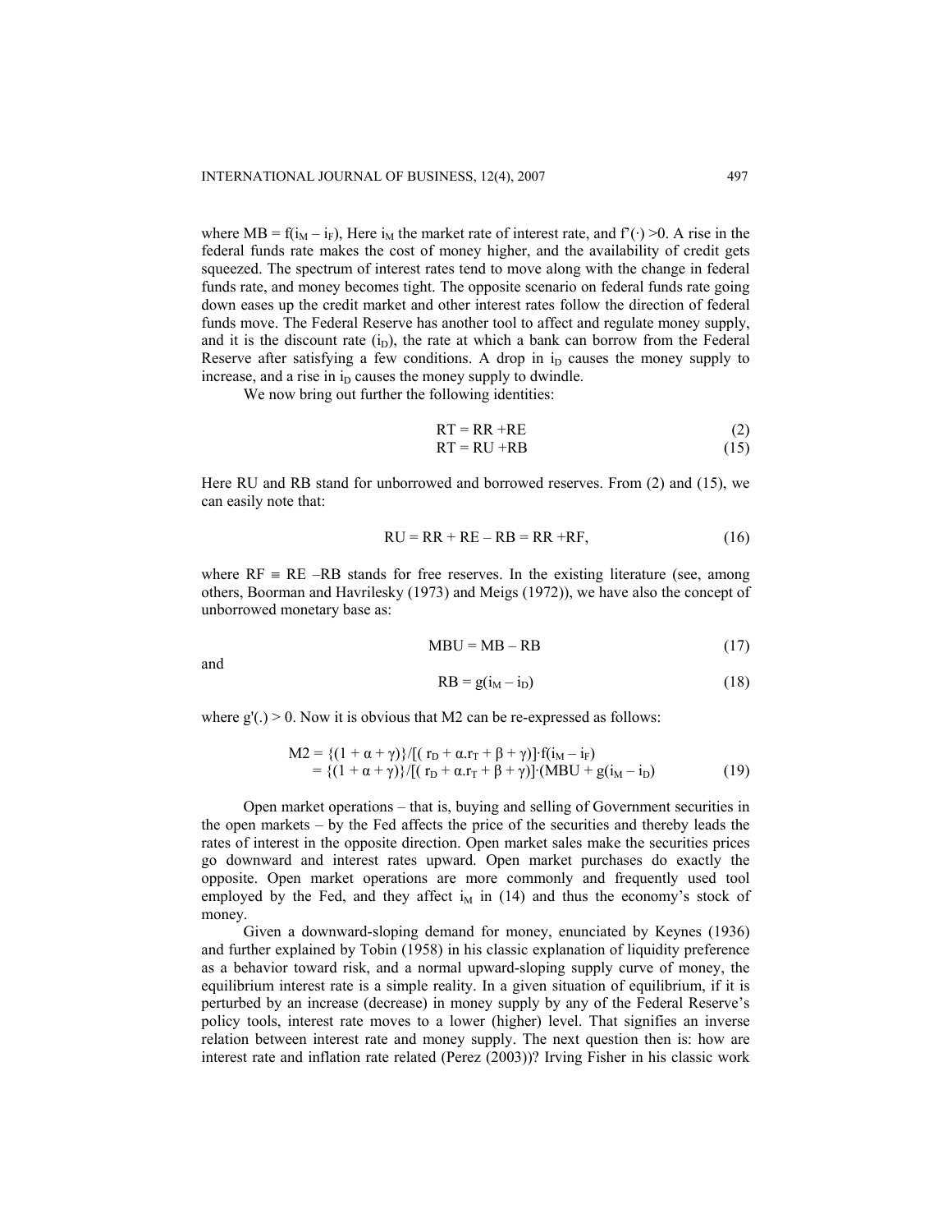where $MB = f(i_M - i_F)$, Here $i_M$ the market rate of interest rate, and $f'(\cdot) > 0$. A rise in the federal funds rate makes the cost of money higher, and the availability of credit gets squeezed. The spectrum of interest rates tend to move along with the change in federal funds rate, and money becomes tight. The opposite scenario on federal funds rate going down eases up the credit market and other interest rates follow the direction of federal funds move. The Federal Reserve has another tool to affect and regulate money supply, and it is the discount rate ($i_D$), the rate at which a bank can borrow from the Federal Reserve after satisfying a few conditions. A drop in $i_D$ causes the money supply to increase, and a rise in $i_D$ causes the money supply to dwindle.

We now bring out further the following identities:

$$RT = RR + RE \tag{2}$$

$$RT = RU + RB \tag{15}$$

Here RU and RB stand for unborrowed and borrowed reserves. From (2) and (15), we can easily note that:

$$RU = RR + RE - RB = RR + RF, \tag{16}$$

where $RF \equiv RE - RB$ stands for free reserves. In the existing literature (see, among others, Boorman and Havrilesky (1973) and Meigs (1972)), we have also the concept of unborrowed monetary base as:

$$MBU = MB - RB \tag{17}$$

and

$$RB = g(i_M - i_D) \tag{18}$$

where $g'(.) > 0$. Now it is obvious that M2 can be re-expressed as follows:

$$\begin{aligned} M2 &= \{(1 + \alpha + \gamma)\}/[(r_D + \alpha.r_T + \beta + \gamma)]\cdot f(i_M - i_F) \\ &= \{(1 + \alpha + \gamma)\}/[(r_D + \alpha.r_T + \beta + \gamma)]\cdot(MBU + g(i_M - i_D)) \end{aligned} \tag{19}$$

Open market operations – that is, buying and selling of Government securities in the open markets – by the Fed affects the price of the securities and thereby leads the rates of interest in the opposite direction. Open market sales make the securities prices go downward and interest rates upward. Open market purchases do exactly the opposite. Open market operations are more commonly and frequently used tool employed by the Fed, and they affect $i_M$ in (14) and thus the economy's stock of money.

Given a downward-sloping demand for money, enunciated by Keynes (1936) and further explained by Tobin (1958) in his classic explanation of liquidity preference as a behavior toward risk, and a normal upward-sloping supply curve of money, the equilibrium interest rate is a simple reality. In a given situation of equilibrium, if it is perturbed by an increase (decrease) in money supply by any of the Federal Reserve's policy tools, interest rate moves to a lower (higher) level. That signifies an inverse relation between interest rate and money supply. The next question then is: how are interest rate and inflation rate related (Perez (2003))? Irving Fisher in his classic work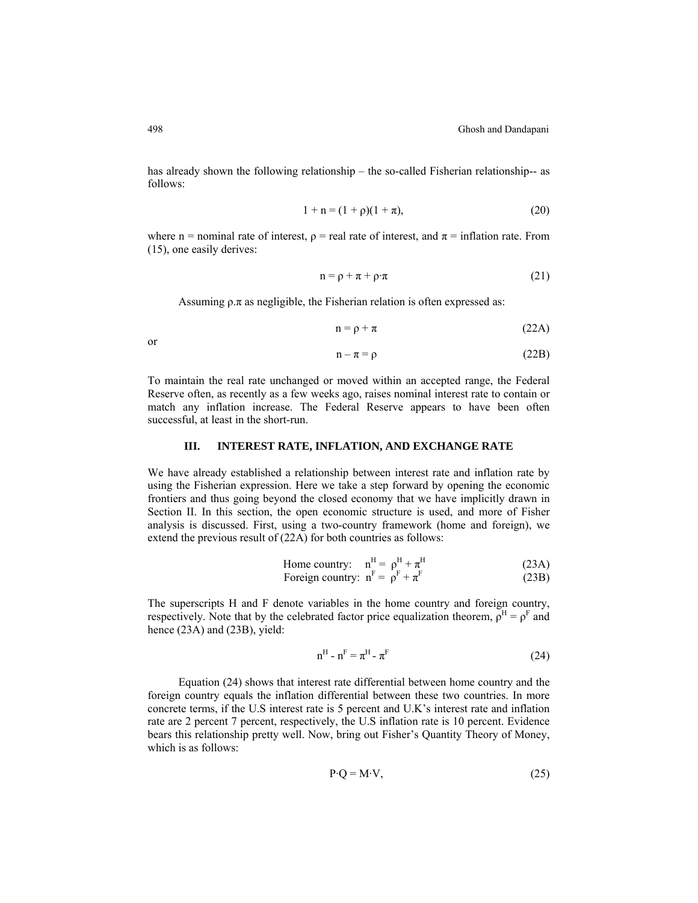has already shown the following relationship – the so-called Fisherian relationship-- as follows:

$$1 + n = (1 + \rho)(1 + \pi), \tag{20}$$

where n = nominal rate of interest, ρ = real rate of interest, and π = inflation rate. From (15), one easily derives:

$$n = \rho + \pi + \rho \cdot \pi \tag{21}$$

Assuming ρ.π as negligible, the Fisherian relation is often expressed as:

$$n = \rho + \pi \tag{22A}$$

or

$$n - \pi = \rho \tag{22B}$$

To maintain the real rate unchanged or moved within an accepted range, the Federal Reserve often, as recently as a few weeks ago, raises nominal interest rate to contain or match any inflation increase. The Federal Reserve appears to have been often successful, at least in the short-run.

## III. INTEREST RATE, INFLATION, AND EXCHANGE RATE

We have already established a relationship between interest rate and inflation rate by using the Fisherian expression. Here we take a step forward by opening the economic frontiers and thus going beyond the closed economy that we have implicitly drawn in Section II. In this section, the open economic structure is used, and more of Fisher analysis is discussed. First, using a two-country framework (home and foreign), we extend the previous result of (22A) for both countries as follows:

$$\text{Home country:} \quad n^H = \rho^H + \pi^H \tag{23A}$$

$$\text{Foreign country:} \quad n^F = \rho^F + \pi^F \tag{23B}$$

The superscripts H and F denote variables in the home country and foreign country, respectively. Note that by the celebrated factor price equalization theorem, $\rho^H = \rho^F$ and hence (23A) and (23B), yield:

$$n^H - n^F = \pi^H - \pi^F \tag{24}$$

Equation (24) shows that interest rate differential between home country and the foreign country equals the inflation differential between these two countries. In more concrete terms, if the U.S interest rate is 5 percent and U.K's interest rate and inflation rate are 2 percent 7 percent, respectively, the U.S inflation rate is 10 percent. Evidence bears this relationship pretty well. Now, bring out Fisher's Quantity Theory of Money, which is as follows:

$$P \cdot Q = M \cdot V, \tag{25}$$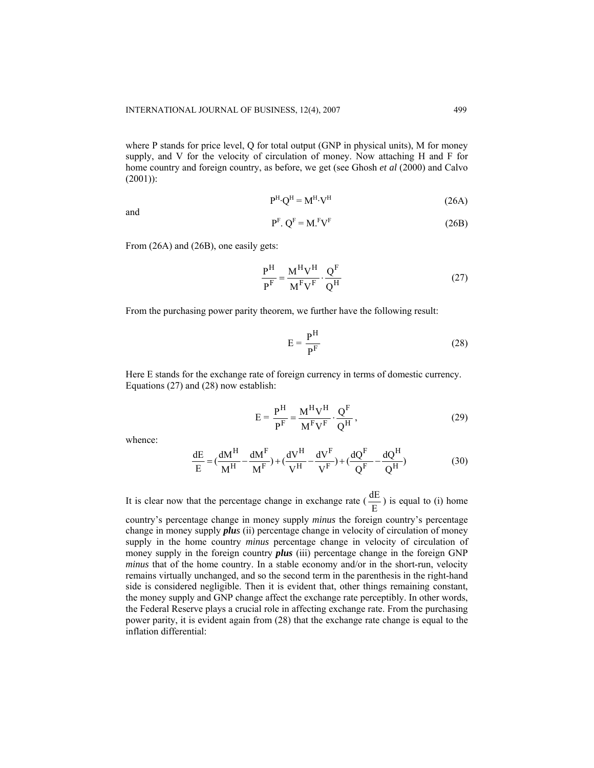where P stands for price level, Q for total output (GNP in physical units), M for money supply, and V for the velocity of circulation of money. Now attaching H and F for home country and foreign country, as before, we get (see Ghosh *et al* (2000) and Calvo (2001)):

$$P^H \cdot Q^H = M^H \cdot V^H \tag{26A}$$

and

$$P^F . Q^F = M.^F V^F \tag{26B}$$

From (26A) and (26B), one easily gets:

$$\frac{P^H}{P^F} = \frac{M^H V^H}{M^F V^F} \cdot \frac{Q^F}{Q^H} \tag{27}$$

From the purchasing power parity theorem, we further have the following result:

$$E = \frac{P^H}{P^F} \tag{28}$$

Here E stands for the exchange rate of foreign currency in terms of domestic currency. Equations (27) and (28) now establish:

$$E = \frac{P^H}{P^F} = \frac{M^H V^H}{M^F V^F} \cdot \frac{Q^F}{Q^H}, \tag{29}$$

whence:

$$\frac{dE}{E} = \left(\frac{dM^H}{M^H} - \frac{dM^F}{M^F}\right) + \left(\frac{dV^H}{V^H} - \frac{dV^F}{V^F}\right) + \left(\frac{dQ^F}{Q^F} - \frac{dQ^H}{Q^H}\right) \tag{30}$$

It is clear now that the percentage change in exchange rate ($\frac{dE}{E}$) is equal to (i) home country's percentage change in money supply *minus* the foreign country's percentage change in money supply ***plus*** (ii) percentage change in velocity of circulation of money supply in the home country *minus* percentage change in velocity of circulation of money supply in the foreign country ***plus*** (iii) percentage change in the foreign GNP *minus* that of the home country. In a stable economy and/or in the short-run, velocity remains virtually unchanged, and so the second term in the parenthesis in the right-hand side is considered negligible. Then it is evident that, other things remaining constant, the money supply and GNP change affect the exchange rate perceptibly. In other words, the Federal Reserve plays a crucial role in affecting exchange rate. From the purchasing power parity, it is evident again from (28) that the exchange rate change is equal to the inflation differential: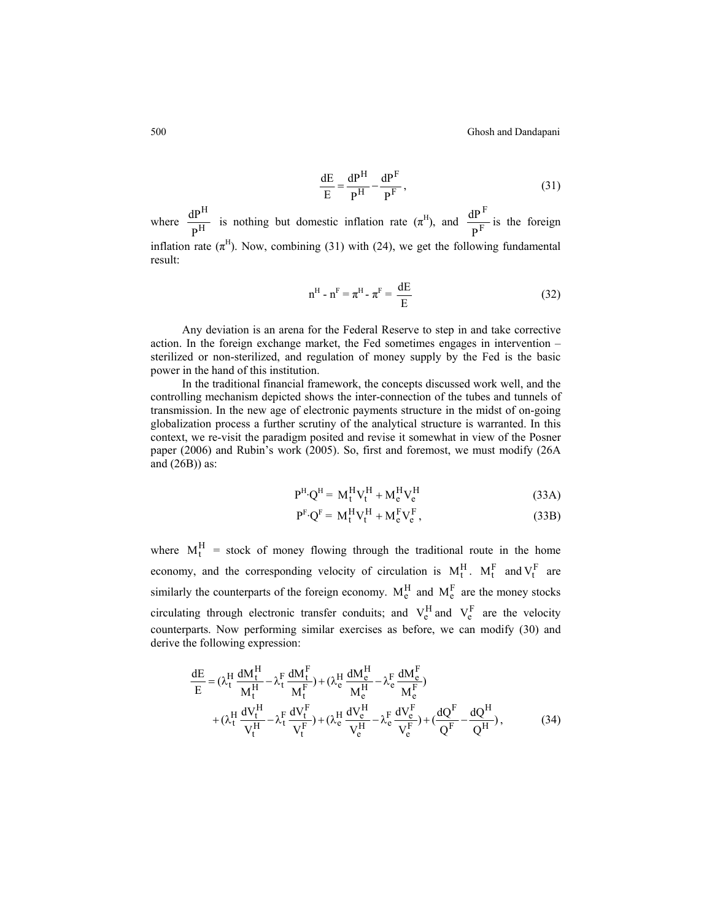$$\frac{dE}{E} = \frac{dP^H}{P^H} - \frac{dP^F}{P^F}, \tag{31}$$

where $\frac{dP^H}{P^H}$ is nothing but domestic inflation rate ($\pi^H$), and $\frac{dP^F}{P^F}$ is the foreign inflation rate ($\pi^H$). Now, combining (31) with (24), we get the following fundamental result:

$$n^H - n^F = \pi^H - \pi^F = \frac{dE}{E} \tag{32}$$

Any deviation is an arena for the Federal Reserve to step in and take corrective action. In the foreign exchange market, the Fed sometimes engages in intervention – sterilized or non-sterilized, and regulation of money supply by the Fed is the basic power in the hand of this institution.

In the traditional financial framework, the concepts discussed work well, and the controlling mechanism depicted shows the inter-connection of the tubes and tunnels of transmission. In the new age of electronic payments structure in the midst of on-going globalization process a further scrutiny of the analytical structure is warranted. In this context, we re-visit the paradigm posited and revise it somewhat in view of the Posner paper (2006) and Rubin's work (2005). So, first and foremost, we must modify (26A and (26B)) as:

$$P^H \cdot Q^H = M_t^H V_t^H + M_e^H V_e^H \tag{33A}$$

$$P^F \cdot Q^F = M_t^H V_t^H + M_e^F V_e^F, \tag{33B}$$

where $M_t^H$ = stock of money flowing through the traditional route in the home economy, and the corresponding velocity of circulation is $M_t^H$. $M_t^F$ and $V_t^F$ are similarly the counterparts of the foreign economy. $M_e^H$ and $M_e^F$ are the money stocks circulating through electronic transfer conduits; and $V_e^H$ and $V_e^F$ are the velocity counterparts. Now performing similar exercises as before, we can modify (30) and derive the following expression:

$$\begin{aligned}\frac{dE}{E} &= (\lambda_t^H \frac{dM_t^H}{M_t^H} - \lambda_t^F \frac{dM_t^F}{M_t^F}) + (\lambda_e^H \frac{dM_e^H}{M_e^H} - \lambda_e^F \frac{dM_e^F}{M_e^F}) \\ &+ (\lambda_t^H \frac{dV_t^H}{V_t^H} - \lambda_t^F \frac{dV_t^F}{V_t^F}) + (\lambda_e^H \frac{dV_e^H}{V_e^H} - \lambda_e^F \frac{dV_e^F}{V_e^F}) + (\frac{dQ^F}{Q^F} - \frac{dQ^H}{Q^H}),\end{aligned} \tag{34}$$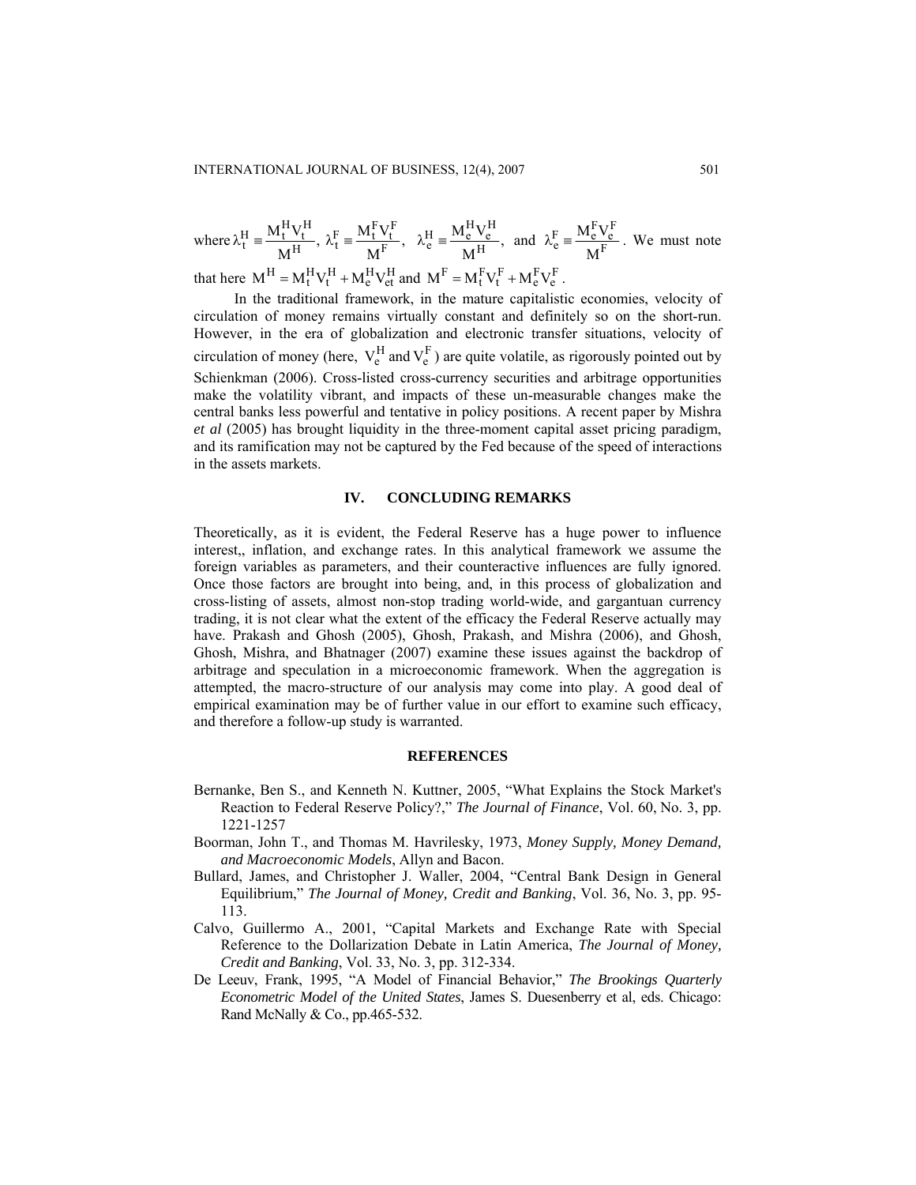where $\lambda_t^H \equiv \frac{M_t^H V_t^H}{M^H}$, $\lambda_t^F \equiv \frac{M_t^F V_t^F}{M^F}$, $\lambda_e^H \equiv \frac{M_e^H V_e^H}{M^H}$, and $\lambda_e^F \equiv \frac{M_e^F V_e^F}{M^F}$. We must note that here $M^H = M_t^H V_t^H + M_e^H V_{et}^H$ and $M^F = M_t^F V_t^F + M_e^F V_e^F$.

In the traditional framework, in the mature capitalistic economies, velocity of circulation of money remains virtually constant and definitely so on the short-run. However, in the era of globalization and electronic transfer situations, velocity of circulation of money (here, $V_e^H$ and $V_e^F$) are quite volatile, as rigorously pointed out by Schienkman (2006). Cross-listed cross-currency securities and arbitrage opportunities make the volatility vibrant, and impacts of these un-measurable changes make the central banks less powerful and tentative in policy positions. A recent paper by Mishra *et al* (2005) has brought liquidity in the three-moment capital asset pricing paradigm, and its ramification may not be captured by the Fed because of the speed of interactions in the assets markets.

## IV. CONCLUDING REMARKS

Theoretically, as it is evident, the Federal Reserve has a huge power to influence interest,, inflation, and exchange rates. In this analytical framework we assume the foreign variables as parameters, and their counteractive influences are fully ignored. Once those factors are brought into being, and, in this process of globalization and cross-listing of assets, almost non-stop trading world-wide, and gargantuan currency trading, it is not clear what the extent of the efficacy the Federal Reserve actually may have. Prakash and Ghosh (2005), Ghosh, Prakash, and Mishra (2006), and Ghosh, Ghosh, Mishra, and Bhatnager (2007) examine these issues against the backdrop of arbitrage and speculation in a microeconomic framework. When the aggregation is attempted, the macro-structure of our analysis may come into play. A good deal of empirical examination may be of further value in our effort to examine such efficacy, and therefore a follow-up study is warranted.

## REFERENCES

Bernanke, Ben S., and Kenneth N. Kuttner, 2005, "What Explains the Stock Market's Reaction to Federal Reserve Policy?," *The Journal of Finance*, Vol. 60, No. 3, pp. 1221-1257

Boorman, John T., and Thomas M. Havrilesky, 1973, *Money Supply, Money Demand, and Macroeconomic Models*, Allyn and Bacon.

Bullard, James, and Christopher J. Waller, 2004, "Central Bank Design in General Equilibrium," *The Journal of Money, Credit and Banking*, Vol. 36, No. 3, pp. 95-113.

Calvo, Guillermo A., 2001, "Capital Markets and Exchange Rate with Special Reference to the Dollarization Debate in Latin America, *The Journal of Money, Credit and Banking*, Vol. 33, No. 3, pp. 312-334.

De Leeuv, Frank, 1995, "A Model of Financial Behavior," *The Brookings Quarterly Econometric Model of the United States*, James S. Duesenberry et al, eds. Chicago: Rand McNally & Co., pp.465-532.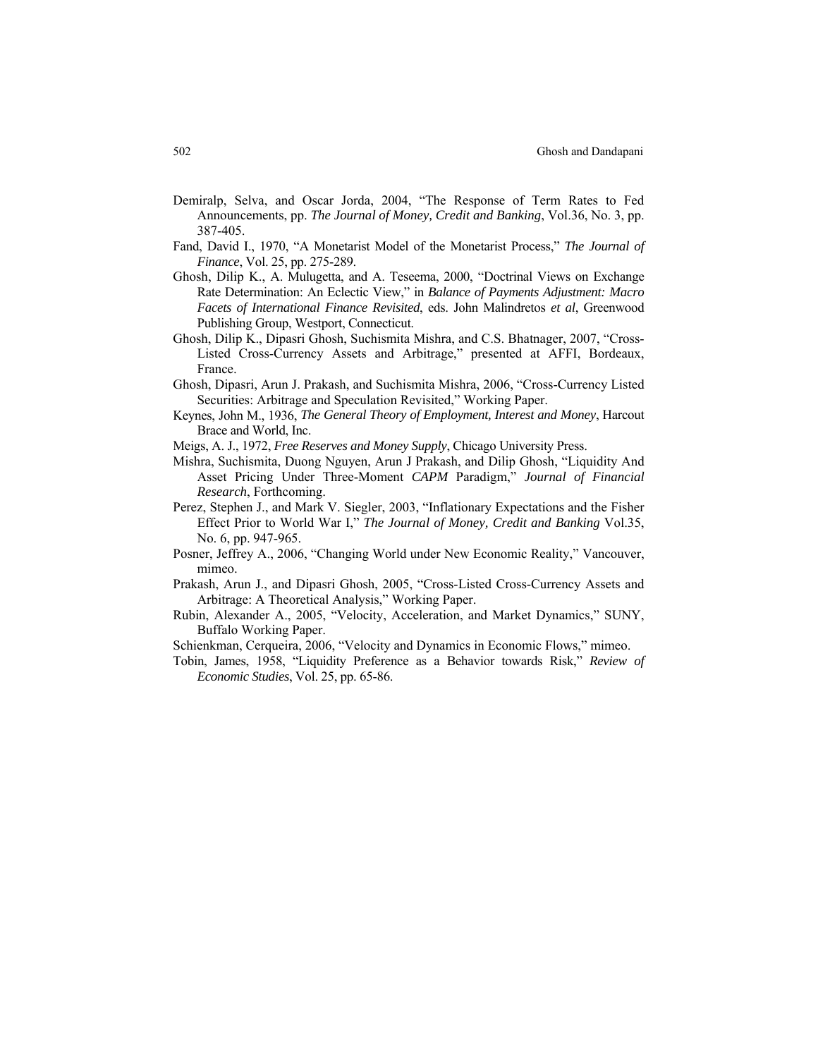Demiralp, Selva, and Oscar Jorda, 2004, "The Response of Term Rates to Fed Announcements, pp. *The Journal of Money, Credit and Banking*, Vol.36, No. 3, pp. 387-405.

Fand, David I., 1970, "A Monetarist Model of the Monetarist Process," *The Journal of Finance*, Vol. 25, pp. 275-289.

Ghosh, Dilip K., A. Mulugetta, and A. Teseema, 2000, "Doctrinal Views on Exchange Rate Determination: An Eclectic View," in *Balance of Payments Adjustment: Macro Facets of International Finance Revisited*, eds. John Malindretos *et al*, Greenwood Publishing Group, Westport, Connecticut.

Ghosh, Dilip K., Dipasri Ghosh, Suchismita Mishra, and C.S. Bhatnager, 2007, "Cross-Listed Cross-Currency Assets and Arbitrage," presented at AFFI, Bordeaux, France.

Ghosh, Dipasri, Arun J. Prakash, and Suchismita Mishra, 2006, "Cross-Currency Listed Securities: Arbitrage and Speculation Revisited," Working Paper.

Keynes, John M., 1936, *The General Theory of Employment, Interest and Money*, Harcout Brace and World, Inc.

Meigs, A. J., 1972, *Free Reserves and Money Supply*, Chicago University Press.

Mishra, Suchismita, Duong Nguyen, Arun J Prakash, and Dilip Ghosh, "Liquidity And Asset Pricing Under Three-Moment *CAPM* Paradigm," *Journal of Financial Research*, Forthcoming.

Perez, Stephen J., and Mark V. Siegler, 2003, "Inflationary Expectations and the Fisher Effect Prior to World War I," *The Journal of Money, Credit and Banking* Vol.35, No. 6, pp. 947-965.

Posner, Jeffrey A., 2006, "Changing World under New Economic Reality," Vancouver, mimeo.

Prakash, Arun J., and Dipasri Ghosh, 2005, "Cross-Listed Cross-Currency Assets and Arbitrage: A Theoretical Analysis," Working Paper.

Rubin, Alexander A., 2005, "Velocity, Acceleration, and Market Dynamics," SUNY, Buffalo Working Paper.

Schienkman, Cerqueira, 2006, "Velocity and Dynamics in Economic Flows," mimeo.

Tobin, James, 1958, "Liquidity Preference as a Behavior towards Risk," *Review of Economic Studies*, Vol. 25, pp. 65-86.